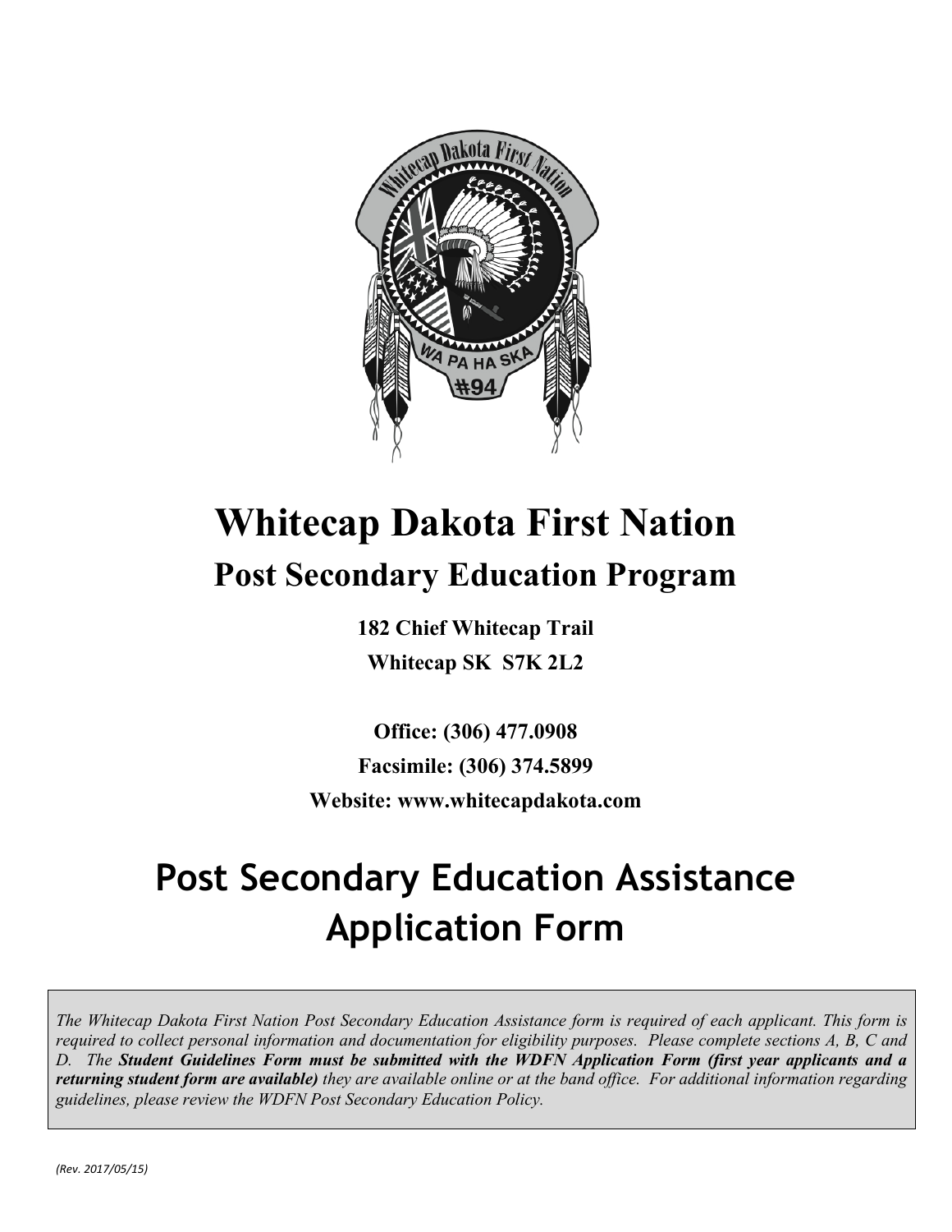# Whitecap Dakota First Nation

## Post Secondary Education Program

**182 Chief Whitecap Trail**

**Whitecap SK S7K 2L2**

**Office: (306) 477.0908**

**Facsimile: (306) 374.5899**

**Website: www.whitecapdakota.com**

# Post Secondary Education Assistance Application Form

*The Whitecap Dakota First Nation Post Secondary Education Assistance form is required of each applicant. This form is required to collect personal information and documentation for eligibility purposes. Please complete sections A, B, C and D. The* ***Student Guidelines Form must be submitted with the WDFN Application Form (first year applicants and a returning student form are available)*** *they are available online or at the band office. For additional information regarding guidelines, please review the WDFN Post Secondary Education Policy.*

*(Rev. 2017/05/15)*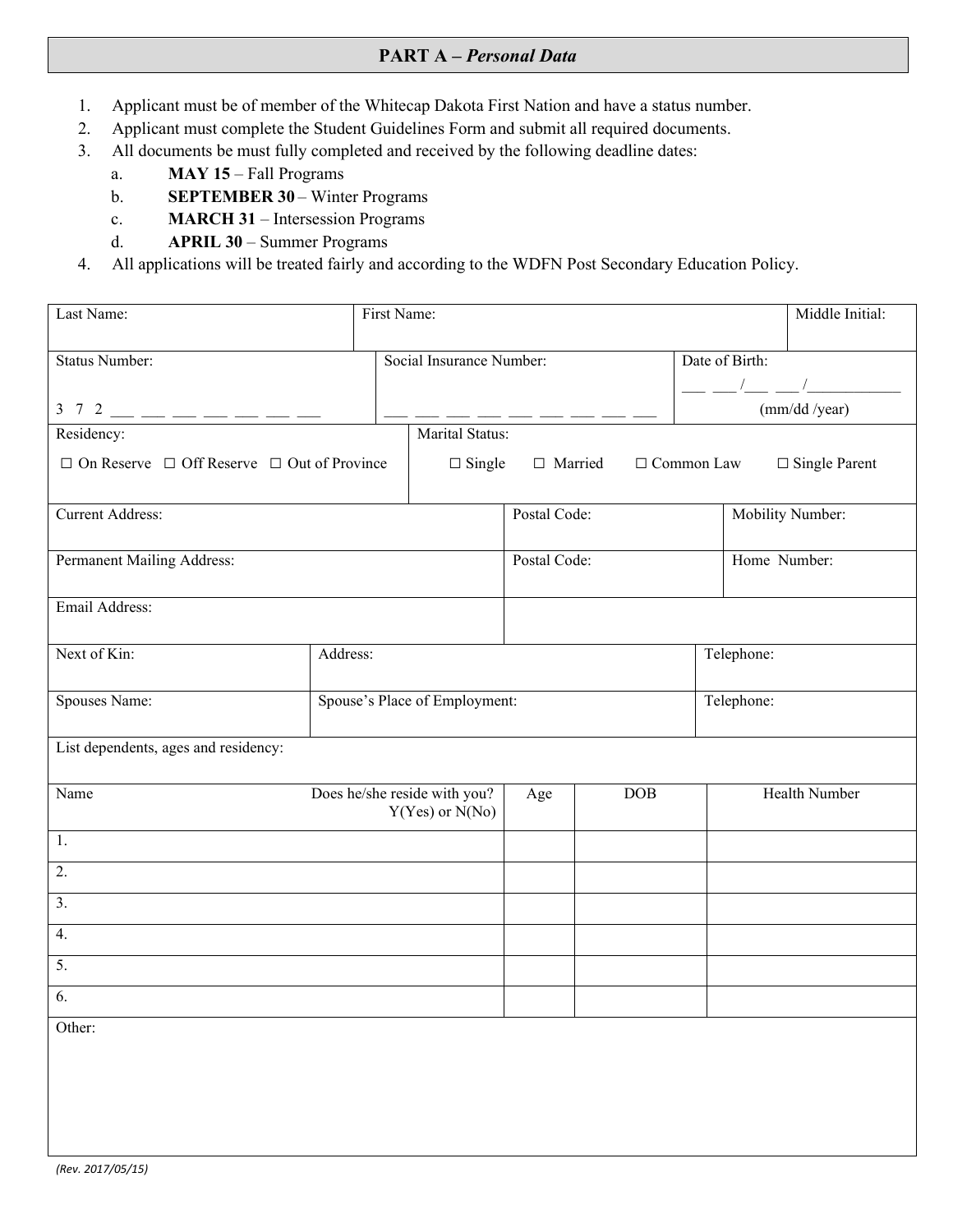## PART A – *Personal Data*

1. Applicant must be of member of the Whitecap Dakota First Nation and have a status number.
2. Applicant must complete the Student Guidelines Form and submit all required documents.
3. All documents be must fully completed and received by the following deadline dates:
   a. **MAY 15** – Fall Programs
   b. **SEPTEMBER 30** – Winter Programs
   c. **MARCH 31** – Intersession Programs
   d. **APRIL 30** – Summer Programs
4. All applications will be treated fairly and according to the WDFN Post Secondary Education Policy.

| | | |
|---|---|---|
| Last Name: | First Name: | Middle Initial: |
| Status Number: 3 7 2 ___ ___ ___ ___ ___ ___ ___ | Social Insurance Number: ___ ___ ___ ___ ___ ___ ___ ___ ___ | Date of Birth: ___ ___/___ ___/___________ (mm/dd /year) |

| | |
|---|---|
| Residency: ☐ On Reserve ☐ Off Reserve ☐ Out of Province | Marital Status: ☐ Single ☐ Married ☐ Common Law ☐ Single Parent |

| | | |
|---|---|---|
| Current Address: | Postal Code: | Mobility Number: |
| Permanent Mailing Address: | Postal Code: | Home Number: |
| Email Address: | | |

| | | |
|---|---|---|
| Next of Kin: | Address: | Telephone: |
| Spouses Name: | Spouse's Place of Employment: | Telephone: |

List dependents, ages and residency:

| Name | Does he/she reside with you? Y(Yes) or N(No) | Age | DOB | Health Number |
|---|---|---|---|---|
| 1. | | | | |
| 2. | | | | |
| 3. | | | | |
| 4. | | | | |
| 5. | | | | |
| 6. | | | | |

Other:

*(Rev. 2017/05/15)*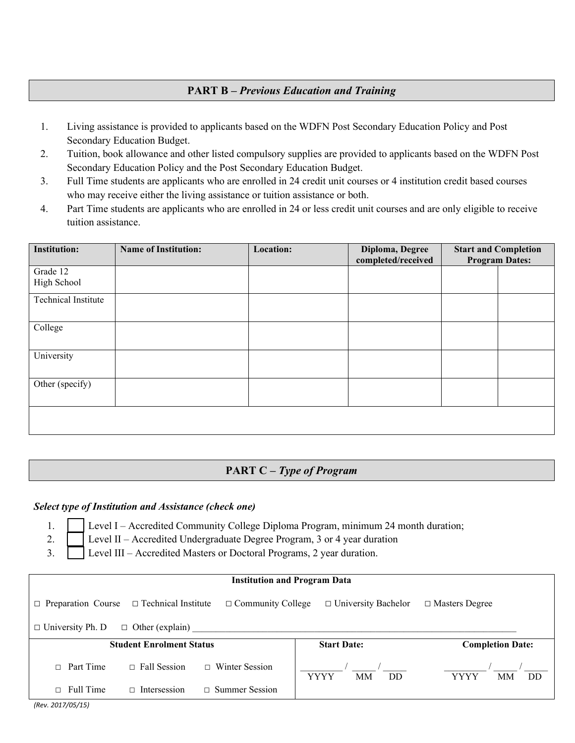## PART B – *Previous Education and Training*

1. Living assistance is provided to applicants based on the WDFN Post Secondary Education Policy and Post Secondary Education Budget.
2. Tuition, book allowance and other listed compulsory supplies are provided to applicants based on the WDFN Post Secondary Education Policy and the Post Secondary Education Budget.
3. Full Time students are applicants who are enrolled in 24 credit unit courses or 4 institution credit based courses who may receive either the living assistance or tuition assistance or both.
4. Part Time students are applicants who are enrolled in 24 or less credit unit courses and are only eligible to receive tuition assistance.

| Institution: | Name of Institution: | Location: | Diploma, Degree completed/received | Start and Completion Program Dates: | |
|---|---|---|---|---|---|
| Grade 12 High School | | | | | |
| Technical Institute | | | | | |
| College | | | | | |
| University | | | | | |
| Other (specify) | | | | | |
| | | | | | |

## PART C – *Type of Program*

***Select type of Institution and Assistance (check one)***

1. ☐ Level I – Accredited Community College Diploma Program, minimum 24 month duration;
2. ☐ Level II – Accredited Undergraduate Degree Program, 3 or 4 year duration
3. ☐ Level III – Accredited Masters or Doctoral Programs, 2 year duration.

| Institution and Program Data | | |
|---|---|---|
| □ Preparation Course □ Technical Institute □ Community College □ University Bachelor □ Masters Degree<br>□ University Ph. D □ Other (explain) ______________________________ | | |
| **Student Enrolment Status** | **Start Date:** | **Completion Date:** |
| □ Part Time □ Fall Session □ Winter Session<br>□ Full Time □ Intersession □ Summer Session | ________ / _____ / _____<br>YYYY MM DD | ________ / _____ / _____<br>YYYY MM DD |

*(Rev. 2017/05/15)*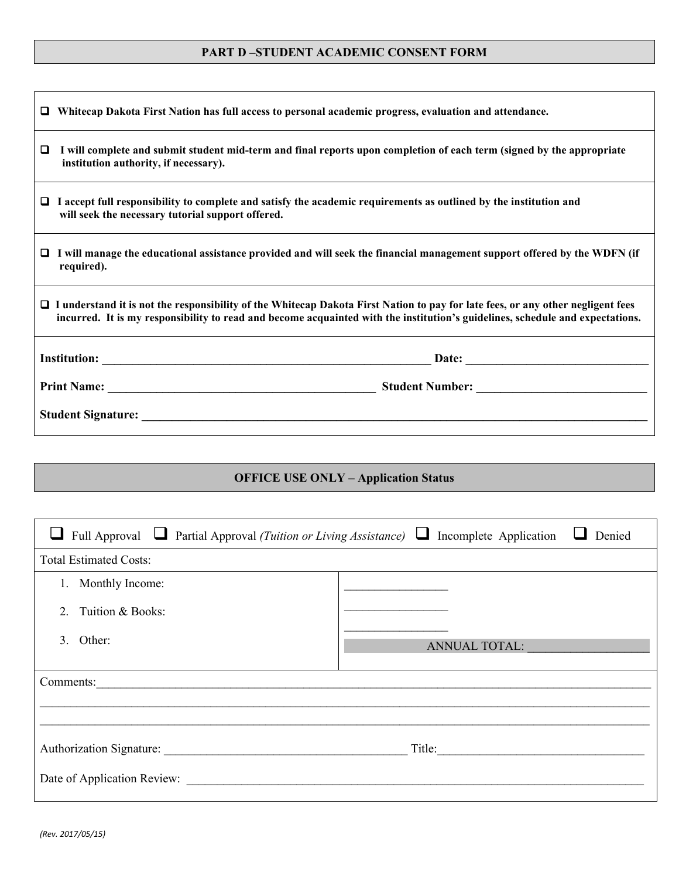## PART D –STUDENT ACADEMIC CONSENT FORM

- ❑ **Whitecap Dakota First Nation has full access to personal academic progress, evaluation and attendance.**
- ❑ **I will complete and submit student mid-term and final reports upon completion of each term (signed by the appropriate institution authority, if necessary).**
- ❑ **I accept full responsibility to complete and satisfy the academic requirements as outlined by the institution and will seek the necessary tutorial support offered.**
- ❑ **I will manage the educational assistance provided and will seek the financial management support offered by the WDFN (if required).**
- ❑ **I understand it is not the responsibility of the Whitecap Dakota First Nation to pay for late fees, or any other negligent fees incurred. It is my responsibility to read and become acquainted with the institution's guidelines, schedule and expectations.**

**Institution:** ______________________________ **Date:** ____________________

**Print Name:** ______________________________ **Student Number:** ____________________

**Student Signature:** ________________________________________________

## OFFICE USE ONLY – Application Status

❑ Full Approval ❑ Partial Approval *(Tuition or Living Assistance)* ❑ Incomplete Application ❑ Denied

Total Estimated Costs:

| | |
|---|---|
| 1. Monthly Income: | ____________ |
| 2. Tuition & Books: | ____________ |
| 3. Other: | ____________ |
| | ANNUAL TOTAL: ____________ |

Comments:________________________________________________

________________________________________________

________________________________________________

Authorization Signature: ______________________________ Title:______________________________

Date of Application Review: ________________________________________________

*(Rev. 2017/05/15)*